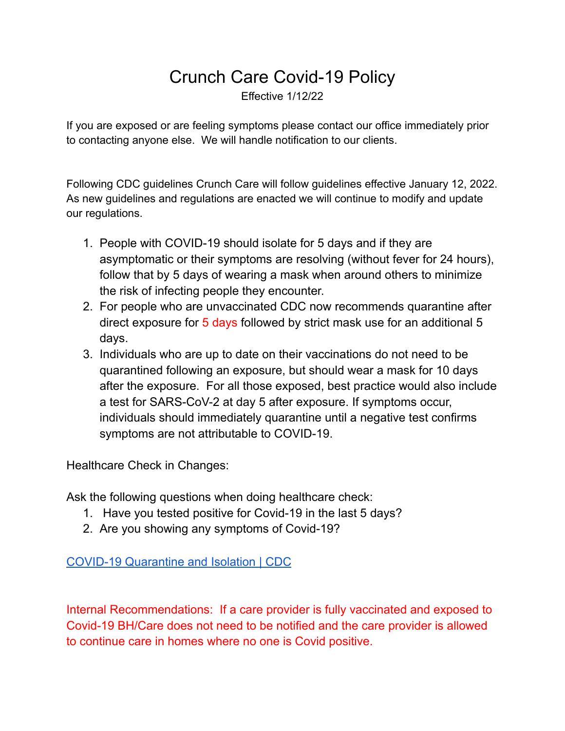# Crunch Care Covid-19 Policy

Effective 1/12/22

If you are exposed or are feeling symptoms please contact our office immediately prior to contacting anyone else. We will handle notification to our clients.

Following CDC guidelines Crunch Care will follow guidelines effective January 12, 2022. As new guidelines and regulations are enacted we will continue to modify and update our regulations.

1. People with COVID-19 should isolate for 5 days and if they are asymptomatic or their symptoms are resolving (without fever for 24 hours), follow that by 5 days of wearing a mask when around others to minimize the risk of infecting people they encounter.
2. For people who are unvaccinated CDC now recommends quarantine after direct exposure for 5 days followed by strict mask use for an additional 5 days.
3. Individuals who are up to date on their vaccinations do not need to be quarantined following an exposure, but should wear a mask for 10 days after the exposure. For all those exposed, best practice would also include a test for SARS-CoV-2 at day 5 after exposure. If symptoms occur, individuals should immediately quarantine until a negative test confirms symptoms are not attributable to COVID-19.

Healthcare Check in Changes:

Ask the following questions when doing healthcare check:

1. Have you tested positive for Covid-19 in the last 5 days?
2. Are you showing any symptoms of Covid-19?

[COVID-19 Quarantine and Isolation | CDC]

Internal Recommendations: If a care provider is fully vaccinated and exposed to Covid-19 BH/Care does not need to be notified and the care provider is allowed to continue care in homes where no one is Covid positive.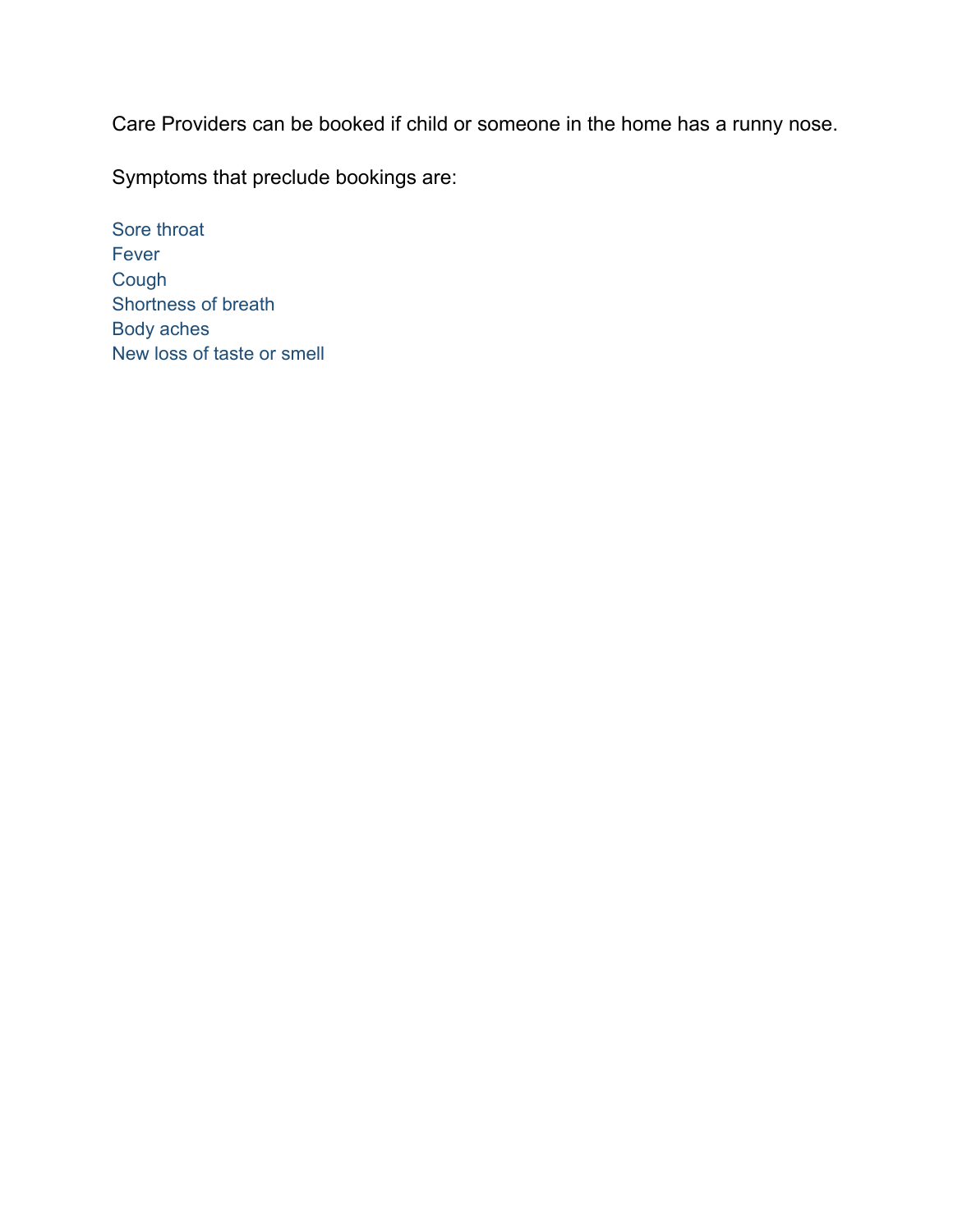Care Providers can be booked if child or someone in the home has a runny nose.

Symptoms that preclude bookings are:

Sore throat
Fever
Cough
Shortness of breath
Body aches
New loss of taste or smell